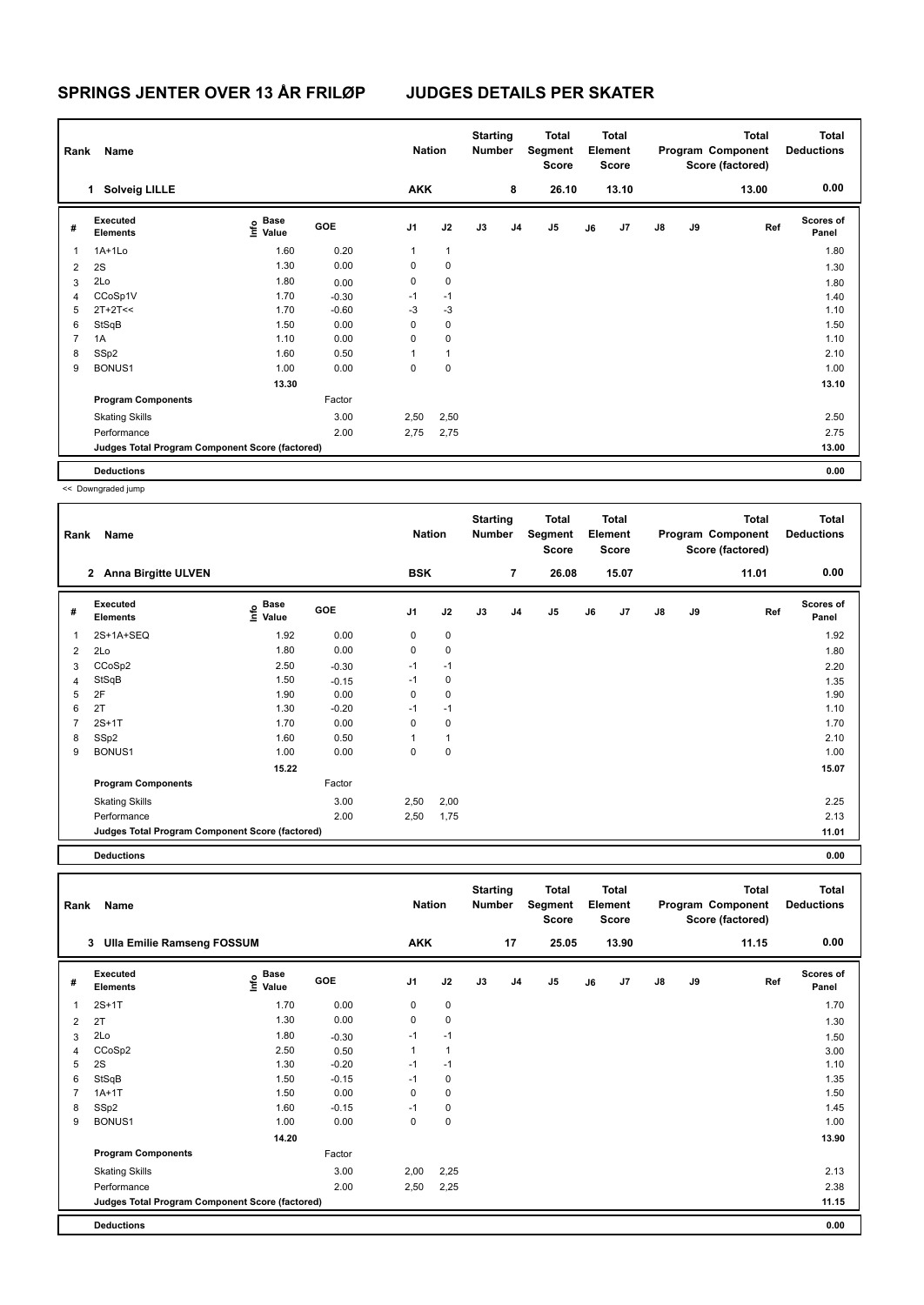# SPRINGS JENTER OVER 13 ÅR FRILØP JUDGES DETAILS PER SKATER

| Rank | Name | Nation | Starting Number | Total Segment Score | Total Element Score | Total Program Component Score (factored) | Total Deductions |
|---|---|---|---|---|---|---|---|
| 1 | Solveig LILLE | AKK | 8 | 26.10 | 13.10 | 13.00 | 0.00 |

| # | Executed Elements | Info | Base Value | GOE | J1 | J2 | J3 | J4 | J5 | J6 | J7 | J8 | J9 | Ref | Scores of Panel |
|---|---|---|---|---|---|---|---|---|---|---|---|---|---|---|---|
| 1 | 1A+1Lo | | 1.60 | 0.20 | 1 | 1 | | | | | | | | | 1.80 |
| 2 | 2S | | 1.30 | 0.00 | 0 | 0 | | | | | | | | | 1.30 |
| 3 | 2Lo | | 1.80 | 0.00 | 0 | 0 | | | | | | | | | 1.80 |
| 4 | CCoSp1V | | 1.70 | -0.30 | -1 | -1 | | | | | | | | | 1.40 |
| 5 | 2T+2T<< | | 1.70 | -0.60 | -3 | -3 | | | | | | | | | 1.10 |
| 6 | StSqB | | 1.50 | 0.00 | 0 | 0 | | | | | | | | | 1.50 |
| 7 | 1A | | 1.10 | 0.00 | 0 | 0 | | | | | | | | | 1.10 |
| 8 | SSp2 | | 1.60 | 0.50 | 1 | 1 | | | | | | | | | 2.10 |
| 9 | BONUS1 | | 1.00 | 0.00 | 0 | 0 | | | | | | | | | 1.00 |
| | | | 13.30 | | | | | | | | | | | | 13.10 |
| | **Program Components** | | | Factor | | | | | | | | | | | |
| | Skating Skills | | | 3.00 | 2,50 | 2,50 | | | | | | | | | 2.50 |
| | Performance | | | 2.00 | 2,75 | 2,75 | | | | | | | | | 2.75 |
| | **Judges Total Program Component Score (factored)** | | | | | | | | | | | | | | 13.00 |
| | **Deductions** | | | | | | | | | | | | | | 0.00 |

<< Downgraded jump

| Rank | Name | Nation | Starting Number | Total Segment Score | Total Element Score | Total Program Component Score (factored) | Total Deductions |
|---|---|---|---|---|---|---|---|
| 2 | Anna Birgitte ULVEN | BSK | 7 | 26.08 | 15.07 | 11.01 | 0.00 |

| # | Executed Elements | Info | Base Value | GOE | J1 | J2 | J3 | J4 | J5 | J6 | J7 | J8 | J9 | Ref | Scores of Panel |
|---|---|---|---|---|---|---|---|---|---|---|---|---|---|---|---|
| 1 | 2S+1A+SEQ | | 1.92 | 0.00 | 0 | 0 | | | | | | | | | 1.92 |
| 2 | 2Lo | | 1.80 | 0.00 | 0 | 0 | | | | | | | | | 1.80 |
| 3 | CCoSp2 | | 2.50 | -0.30 | -1 | -1 | | | | | | | | | 2.20 |
| 4 | StSqB | | 1.50 | -0.15 | -1 | 0 | | | | | | | | | 1.35 |
| 5 | 2F | | 1.90 | 0.00 | 0 | 0 | | | | | | | | | 1.90 |
| 6 | 2T | | 1.30 | -0.20 | -1 | -1 | | | | | | | | | 1.10 |
| 7 | 2S+1T | | 1.70 | 0.00 | 0 | 0 | | | | | | | | | 1.70 |
| 8 | SSp2 | | 1.60 | 0.50 | 1 | 1 | | | | | | | | | 2.10 |
| 9 | BONUS1 | | 1.00 | 0.00 | 0 | 0 | | | | | | | | | 1.00 |
| | | | 15.22 | | | | | | | | | | | | 15.07 |
| | **Program Components** | | | Factor | | | | | | | | | | | |
| | Skating Skills | | | 3.00 | 2,50 | 2,00 | | | | | | | | | 2.25 |
| | Performance | | | 2.00 | 2,50 | 1,75 | | | | | | | | | 2.13 |
| | **Judges Total Program Component Score (factored)** | | | | | | | | | | | | | | 11.01 |
| | **Deductions** | | | | | | | | | | | | | | 0.00 |

| Rank | Name | Nation | Starting Number | Total Segment Score | Total Element Score | Total Program Component Score (factored) | Total Deductions |
|---|---|---|---|---|---|---|---|
| 3 | Ulla Emilie Ramseng FOSSUM | AKK | 17 | 25.05 | 13.90 | 11.15 | 0.00 |

| # | Executed Elements | Info | Base Value | GOE | J1 | J2 | J3 | J4 | J5 | J6 | J7 | J8 | J9 | Ref | Scores of Panel |
|---|---|---|---|---|---|---|---|---|---|---|---|---|---|---|---|
| 1 | 2S+1T | | 1.70 | 0.00 | 0 | 0 | | | | | | | | | 1.70 |
| 2 | 2T | | 1.30 | 0.00 | 0 | 0 | | | | | | | | | 1.30 |
| 3 | 2Lo | | 1.80 | -0.30 | -1 | -1 | | | | | | | | | 1.50 |
| 4 | CCoSp2 | | 2.50 | 0.50 | 1 | 1 | | | | | | | | | 3.00 |
| 5 | 2S | | 1.30 | -0.20 | -1 | -1 | | | | | | | | | 1.10 |
| 6 | StSqB | | 1.50 | -0.15 | -1 | 0 | | | | | | | | | 1.35 |
| 7 | 1A+1T | | 1.50 | 0.00 | 0 | 0 | | | | | | | | | 1.50 |
| 8 | SSp2 | | 1.60 | -0.15 | -1 | 0 | | | | | | | | | 1.45 |
| 9 | BONUS1 | | 1.00 | 0.00 | 0 | 0 | | | | | | | | | 1.00 |
| | | | 14.20 | | | | | | | | | | | | 13.90 |
| | **Program Components** | | | Factor | | | | | | | | | | | |
| | Skating Skills | | | 3.00 | 2,00 | 2,25 | | | | | | | | | 2.13 |
| | Performance | | | 2.00 | 2,50 | 2,25 | | | | | | | | | 2.38 |
| | **Judges Total Program Component Score (factored)** | | | | | | | | | | | | | | 11.15 |
| | **Deductions** | | | | | | | | | | | | | | 0.00 |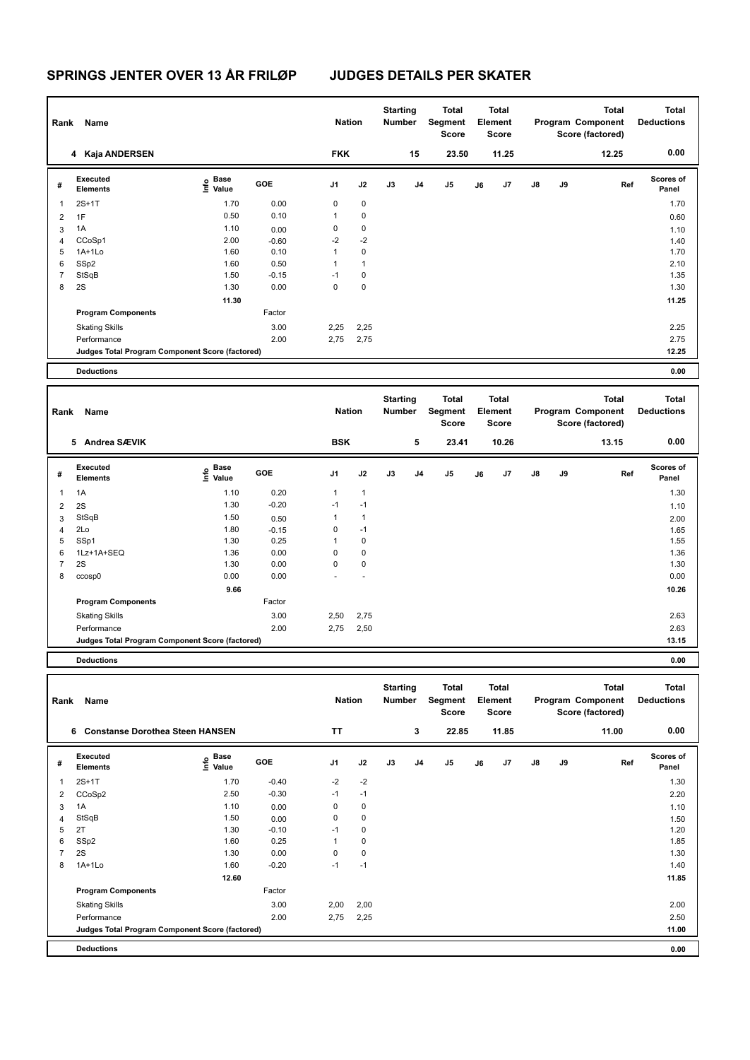# SPRINGS JENTER OVER 13 ÅR FRILØP JUDGES DETAILS PER SKATER

| Rank | Name | Nation | Starting Number | Total Segment Score | Total Element Score | Total Program Component Score (factored) | Total Deductions |
|---|---|---|---|---|---|---|---|
| 4 | Kaja ANDERSEN | FKK | 15 | 23.50 | 11.25 | 12.25 | 0.00 |

| # | Executed Elements | Info | Base Value | GOE | J1 | J2 | J3 | J4 | J5 | J6 | J7 | J8 | J9 | Ref | Scores of Panel |
|---|---|---|---|---|---|---|---|---|---|---|---|---|---|---|---|
| 1 | 2S+1T | | 1.70 | 0.00 | 0 | 0 | | | | | | | | | 1.70 |
| 2 | 1F | | 0.50 | 0.10 | 1 | 0 | | | | | | | | | 0.60 |
| 3 | 1A | | 1.10 | 0.00 | 0 | 0 | | | | | | | | | 1.10 |
| 4 | CCoSp1 | | 2.00 | -0.60 | -2 | -2 | | | | | | | | | 1.40 |
| 5 | 1A+1Lo | | 1.60 | 0.10 | 1 | 0 | | | | | | | | | 1.70 |
| 6 | SSp2 | | 1.60 | 0.50 | 1 | 1 | | | | | | | | | 2.10 |
| 7 | StSqB | | 1.50 | -0.15 | -1 | 0 | | | | | | | | | 1.35 |
| 8 | 2S | | 1.30 | 0.00 | 0 | 0 | | | | | | | | | 1.30 |
| | | | 11.30 | | | | | | | | | | | | 11.25 |
| | Program Components | | | Factor | | | | | | | | | | | |
| | Skating Skills | | | 3.00 | 2,25 | 2,25 | | | | | | | | | 2.25 |
| | Performance | | | 2.00 | 2,75 | 2,75 | | | | | | | | | 2.75 |
| | Judges Total Program Component Score (factored) | | | | | | | | | | | | | | 12.25 |
| | Deductions | | | | | | | | | | | | | | 0.00 |

| Rank | Name | Nation | Starting Number | Total Segment Score | Total Element Score | Total Program Component Score (factored) | Total Deductions |
|---|---|---|---|---|---|---|---|
| 5 | Andrea SÆVIK | BSK | 5 | 23.41 | 10.26 | 13.15 | 0.00 |

| # | Executed Elements | Info | Base Value | GOE | J1 | J2 | J3 | J4 | J5 | J6 | J7 | J8 | J9 | Ref | Scores of Panel |
|---|---|---|---|---|---|---|---|---|---|---|---|---|---|---|---|
| 1 | 1A | | 1.10 | 0.20 | 1 | 1 | | | | | | | | | 1.30 |
| 2 | 2S | | 1.30 | -0.20 | -1 | -1 | | | | | | | | | 1.10 |
| 3 | StSqB | | 1.50 | 0.50 | 1 | 1 | | | | | | | | | 2.00 |
| 4 | 2Lo | | 1.80 | -0.15 | 0 | -1 | | | | | | | | | 1.65 |
| 5 | SSp1 | | 1.30 | 0.25 | 1 | 0 | | | | | | | | | 1.55 |
| 6 | 1Lz+1A+SEQ | | 1.36 | 0.00 | 0 | 0 | | | | | | | | | 1.36 |
| 7 | 2S | | 1.30 | 0.00 | 0 | 0 | | | | | | | | | 1.30 |
| 8 | ccosp0 | | 0.00 | 0.00 | - | - | | | | | | | | | 0.00 |
| | | | 9.66 | | | | | | | | | | | | 10.26 |
| | Program Components | | | Factor | | | | | | | | | | | |
| | Skating Skills | | | 3.00 | 2,50 | 2,75 | | | | | | | | | 2.63 |
| | Performance | | | 2.00 | 2,75 | 2,50 | | | | | | | | | 2.63 |
| | Judges Total Program Component Score (factored) | | | | | | | | | | | | | | 13.15 |
| | Deductions | | | | | | | | | | | | | | 0.00 |

| Rank | Name | Nation | Starting Number | Total Segment Score | Total Element Score | Total Program Component Score (factored) | Total Deductions |
|---|---|---|---|---|---|---|---|
| 6 | Constanse Dorothea Steen HANSEN | TT | 3 | 22.85 | 11.85 | 11.00 | 0.00 |

| # | Executed Elements | Info | Base Value | GOE | J1 | J2 | J3 | J4 | J5 | J6 | J7 | J8 | J9 | Ref | Scores of Panel |
|---|---|---|---|---|---|---|---|---|---|---|---|---|---|---|---|
| 1 | 2S+1T | | 1.70 | -0.40 | -2 | -2 | | | | | | | | | 1.30 |
| 2 | CCoSp2 | | 2.50 | -0.30 | -1 | -1 | | | | | | | | | 2.20 |
| 3 | 1A | | 1.10 | 0.00 | 0 | 0 | | | | | | | | | 1.10 |
| 4 | StSqB | | 1.50 | 0.00 | 0 | 0 | | | | | | | | | 1.50 |
| 5 | 2T | | 1.30 | -0.10 | -1 | 0 | | | | | | | | | 1.20 |
| 6 | SSp2 | | 1.60 | 0.25 | 1 | 0 | | | | | | | | | 1.85 |
| 7 | 2S | | 1.30 | 0.00 | 0 | 0 | | | | | | | | | 1.30 |
| 8 | 1A+1Lo | | 1.60 | -0.20 | -1 | -1 | | | | | | | | | 1.40 |
| | | | 12.60 | | | | | | | | | | | | 11.85 |
| | Program Components | | | Factor | | | | | | | | | | | |
| | Skating Skills | | | 3.00 | 2,00 | 2,00 | | | | | | | | | 2.00 |
| | Performance | | | 2.00 | 2,75 | 2,25 | | | | | | | | | 2.50 |
| | Judges Total Program Component Score (factored) | | | | | | | | | | | | | | 11.00 |
| | Deductions | | | | | | | | | | | | | | 0.00 |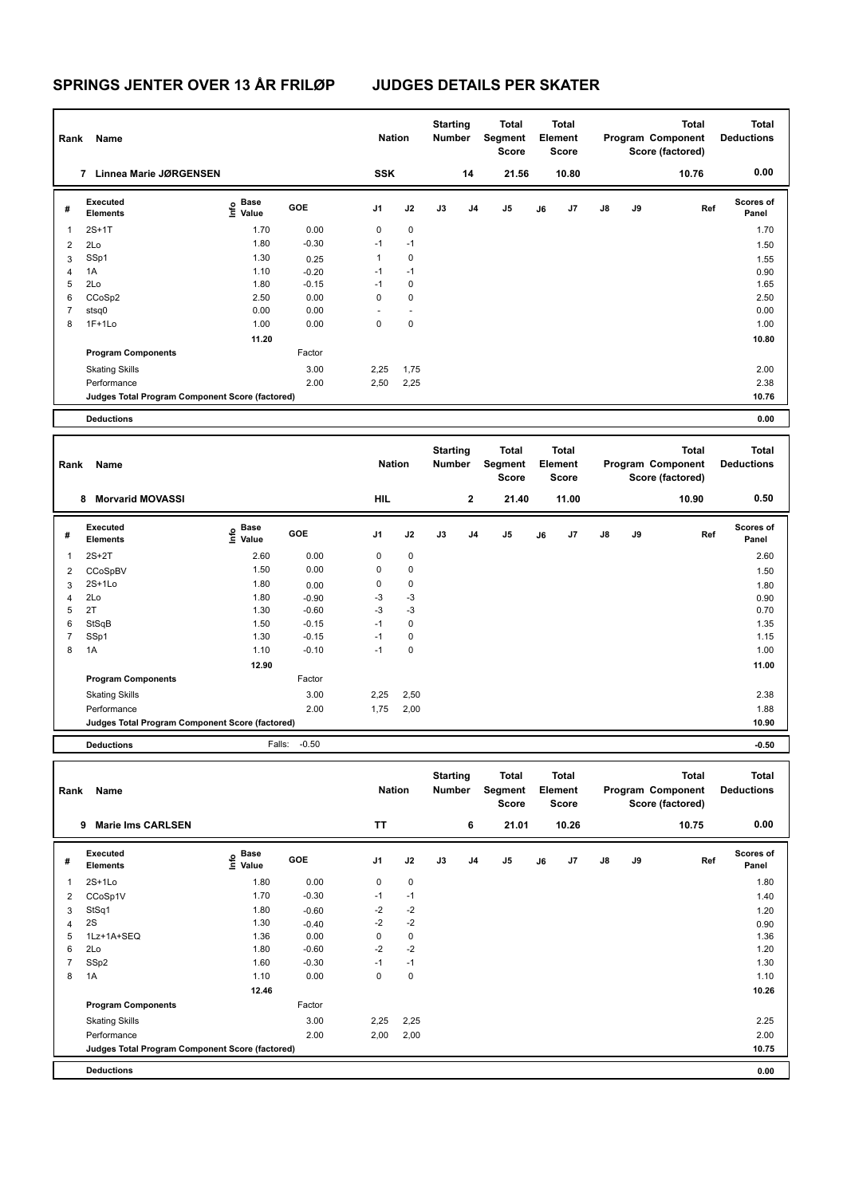# SPRINGS JENTER OVER 13 ÅR FRILØP JUDGES DETAILS PER SKATER

| Rank | Name | Nation | Starting Number | Total Segment Score | Total Element Score | Total Program Component Score (factored) | Total Deductions |
|---|---|---|---|---|---|---|---|
| 7 | Linnea Marie JØRGENSEN | SSK | 14 | 21.56 | 10.80 | 10.76 | 0.00 |

| # | Executed Elements | Info | Base Value | GOE | J1 | J2 | J3 | J4 | J5 | J6 | J7 | J8 | J9 | Ref | Scores of Panel |
|---|---|---|---|---|---|---|---|---|---|---|---|---|---|---|---|
| 1 | 2S+1T | | 1.70 | 0.00 | 0 | 0 | | | | | | | | | 1.70 |
| 2 | 2Lo | | 1.80 | -0.30 | -1 | -1 | | | | | | | | | 1.50 |
| 3 | SSp1 | | 1.30 | 0.25 | 1 | 0 | | | | | | | | | 1.55 |
| 4 | 1A | | 1.10 | -0.20 | -1 | -1 | | | | | | | | | 0.90 |
| 5 | 2Lo | | 1.80 | -0.15 | -1 | 0 | | | | | | | | | 1.65 |
| 6 | CCoSp2 | | 2.50 | 0.00 | 0 | 0 | | | | | | | | | 2.50 |
| 7 | stsq0 | | 0.00 | 0.00 | - | - | | | | | | | | | 0.00 |
| 8 | 1F+1Lo | | 1.00 | 0.00 | 0 | 0 | | | | | | | | | 1.00 |
| | | | 11.20 | | | | | | | | | | | | 10.80 |
| | **Program Components** | | | Factor | | | | | | | | | | | |
| | Skating Skills | | | 3.00 | 2,25 | 1,75 | | | | | | | | | 2.00 |
| | Performance | | | 2.00 | 2,50 | 2,25 | | | | | | | | | 2.38 |
| | **Judges Total Program Component Score (factored)** | | | | | | | | | | | | | | 10.76 |
| | **Deductions** | | | | | | | | | | | | | | 0.00 |

| Rank | Name | Nation | Starting Number | Total Segment Score | Total Element Score | Total Program Component Score (factored) | Total Deductions |
|---|---|---|---|---|---|---|---|
| 8 | Morvarid MOVASSI | HIL | 2 | 21.40 | 11.00 | 10.90 | 0.50 |

| # | Executed Elements | Info | Base Value | GOE | J1 | J2 | J3 | J4 | J5 | J6 | J7 | J8 | J9 | Ref | Scores of Panel |
|---|---|---|---|---|---|---|---|---|---|---|---|---|---|---|---|
| 1 | 2S+2T | | 2.60 | 0.00 | 0 | 0 | | | | | | | | | 2.60 |
| 2 | CCoSpBV | | 1.50 | 0.00 | 0 | 0 | | | | | | | | | 1.50 |
| 3 | 2S+1Lo | | 1.80 | 0.00 | 0 | 0 | | | | | | | | | 1.80 |
| 4 | 2Lo | | 1.80 | -0.90 | -3 | -3 | | | | | | | | | 0.90 |
| 5 | 2T | | 1.30 | -0.60 | -3 | -3 | | | | | | | | | 0.70 |
| 6 | StSqB | | 1.50 | -0.15 | -1 | 0 | | | | | | | | | 1.35 |
| 7 | SSp1 | | 1.30 | -0.15 | -1 | 0 | | | | | | | | | 1.15 |
| 8 | 1A | | 1.10 | -0.10 | -1 | 0 | | | | | | | | | 1.00 |
| | | | 12.90 | | | | | | | | | | | | 11.00 |
| | **Program Components** | | | Factor | | | | | | | | | | | |
| | Skating Skills | | | 3.00 | 2,25 | 2,50 | | | | | | | | | 2.38 |
| | Performance | | | 2.00 | 1,75 | 2,00 | | | | | | | | | 1.88 |
| | **Judges Total Program Component Score (factored)** | | | | | | | | | | | | | | 10.90 |
| | **Deductions** | | Falls: | -0.50 | | | | | | | | | | | -0.50 |

| Rank | Name | Nation | Starting Number | Total Segment Score | Total Element Score | Total Program Component Score (factored) | Total Deductions |
|---|---|---|---|---|---|---|---|
| 9 | Marie Ims CARLSEN | TT | 6 | 21.01 | 10.26 | 10.75 | 0.00 |

| # | Executed Elements | Info | Base Value | GOE | J1 | J2 | J3 | J4 | J5 | J6 | J7 | J8 | J9 | Ref | Scores of Panel |
|---|---|---|---|---|---|---|---|---|---|---|---|---|---|---|---|
| 1 | 2S+1Lo | | 1.80 | 0.00 | 0 | 0 | | | | | | | | | 1.80 |
| 2 | CCoSp1V | | 1.70 | -0.30 | -1 | -1 | | | | | | | | | 1.40 |
| 3 | StSq1 | | 1.80 | -0.60 | -2 | -2 | | | | | | | | | 1.20 |
| 4 | 2S | | 1.30 | -0.40 | -2 | -2 | | | | | | | | | 0.90 |
| 5 | 1Lz+1A+SEQ | | 1.36 | 0.00 | 0 | 0 | | | | | | | | | 1.36 |
| 6 | 2Lo | | 1.80 | -0.60 | -2 | -2 | | | | | | | | | 1.20 |
| 7 | SSp2 | | 1.60 | -0.30 | -1 | -1 | | | | | | | | | 1.30 |
| 8 | 1A | | 1.10 | 0.00 | 0 | 0 | | | | | | | | | 1.10 |
| | | | 12.46 | | | | | | | | | | | | 10.26 |
| | **Program Components** | | | Factor | | | | | | | | | | | |
| | Skating Skills | | | 3.00 | 2,25 | 2,25 | | | | | | | | | 2.25 |
| | Performance | | | 2.00 | 2,00 | 2,00 | | | | | | | | | 2.00 |
| | **Judges Total Program Component Score (factored)** | | | | | | | | | | | | | | 10.75 |
| | **Deductions** | | | | | | | | | | | | | | 0.00 |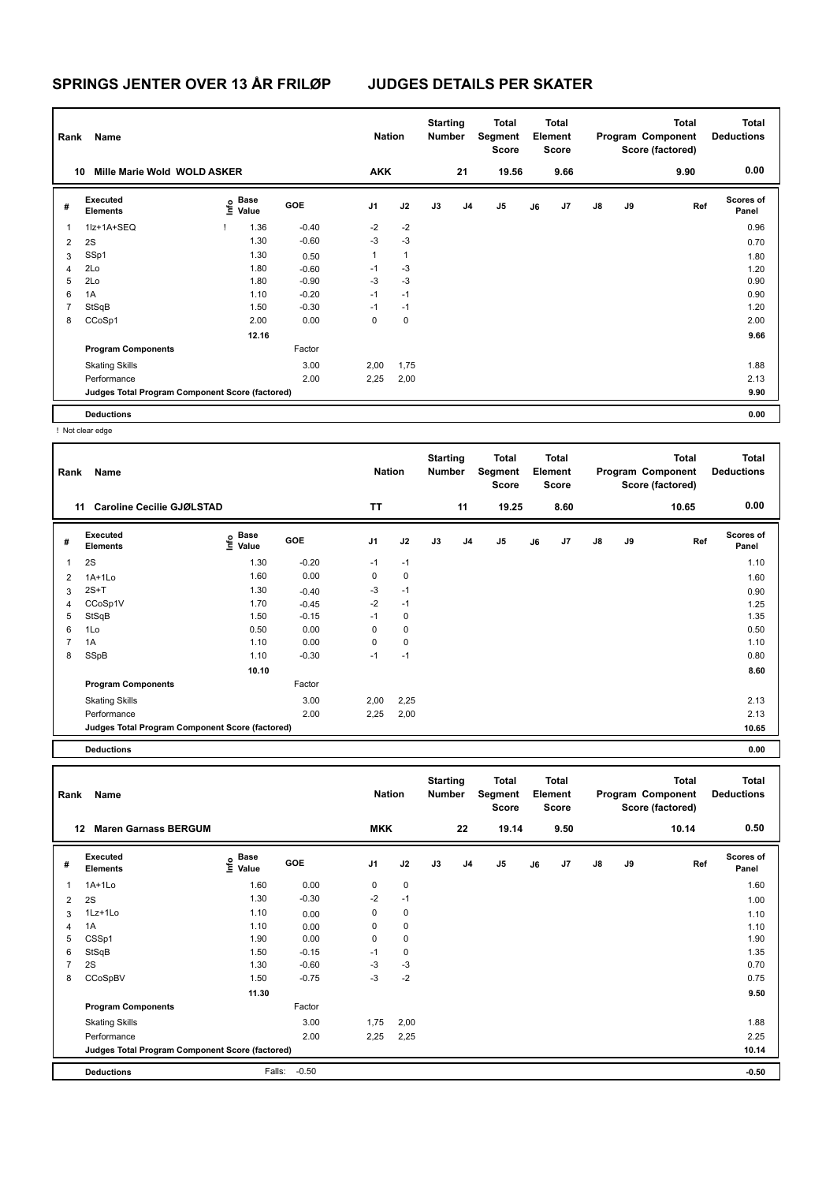# SPRINGS JENTER OVER 13 ÅR FRILØP JUDGES DETAILS PER SKATER

| Rank | Name | Nation | Starting Number | Total Segment Score | Total Element Score | Total Program Component Score (factored) | Total Deductions |
|---|---|---|---|---|---|---|---|
| 10 | Mille Marie Wold WOLD ASKER | AKK | 21 | 19.56 | 9.66 | 9.90 | 0.00 |

| # | Executed Elements | Info | Base Value | GOE | J1 | J2 | J3 | J4 | J5 | J6 | J7 | J8 | J9 | Ref | Scores of Panel |
|---|---|---|---|---|---|---|---|---|---|---|---|---|---|---|---|
| 1 | 1Lz+1A+SEQ | ! | 1.36 | -0.40 | -2 | -2 | | | | | | | | | 0.96 |
| 2 | 2S | | 1.30 | -0.60 | -3 | -3 | | | | | | | | | 0.70 |
| 3 | SSp1 | | 1.30 | 0.50 | 1 | 1 | | | | | | | | | 1.80 |
| 4 | 2Lo | | 1.80 | -0.60 | -1 | -3 | | | | | | | | | 1.20 |
| 5 | 2Lo | | 1.80 | -0.90 | -3 | -3 | | | | | | | | | 0.90 |
| 6 | 1A | | 1.10 | -0.20 | -1 | -1 | | | | | | | | | 0.90 |
| 7 | StSqB | | 1.50 | -0.30 | -1 | -1 | | | | | | | | | 1.20 |
| 8 | CCoSp1 | | 2.00 | 0.00 | 0 | 0 | | | | | | | | | 2.00 |
| | | | 12.16 | | | | | | | | | | | | 9.66 |
| | **Program Components** | | | Factor | | | | | | | | | | | |
| | Skating Skills | | | 3.00 | 2,00 | 1,75 | | | | | | | | | 1.88 |
| | Performance | | | 2.00 | 2,25 | 2,00 | | | | | | | | | 2.13 |
| | **Judges Total Program Component Score (factored)** | | | | | | | | | | | | | | 9.90 |
| | **Deductions** | | | | | | | | | | | | | | 0.00 |

! Not clear edge

| Rank | Name | Nation | Starting Number | Total Segment Score | Total Element Score | Total Program Component Score (factored) | Total Deductions |
|---|---|---|---|---|---|---|---|
| 11 | Caroline Cecilie GJØLSTAD | TT | 11 | 19.25 | 8.60 | 10.65 | 0.00 |

| # | Executed Elements | Info | Base Value | GOE | J1 | J2 | J3 | J4 | J5 | J6 | J7 | J8 | J9 | Ref | Scores of Panel |
|---|---|---|---|---|---|---|---|---|---|---|---|---|---|---|---|
| 1 | 2S | | 1.30 | -0.20 | -1 | -1 | | | | | | | | | 1.10 |
| 2 | 1A+1Lo | | 1.60 | 0.00 | 0 | 0 | | | | | | | | | 1.60 |
| 3 | 2S+T | | 1.30 | -0.40 | -3 | -1 | | | | | | | | | 0.90 |
| 4 | CCoSp1V | | 1.70 | -0.45 | -2 | -1 | | | | | | | | | 1.25 |
| 5 | StSqB | | 1.50 | -0.15 | -1 | 0 | | | | | | | | | 1.35 |
| 6 | 1Lo | | 0.50 | 0.00 | 0 | 0 | | | | | | | | | 0.50 |
| 7 | 1A | | 1.10 | 0.00 | 0 | 0 | | | | | | | | | 1.10 |
| 8 | SSpB | | 1.10 | -0.30 | -1 | -1 | | | | | | | | | 0.80 |
| | | | 10.10 | | | | | | | | | | | | 8.60 |
| | **Program Components** | | | Factor | | | | | | | | | | | |
| | Skating Skills | | | 3.00 | 2,00 | 2,25 | | | | | | | | | 2.13 |
| | Performance | | | 2.00 | 2,25 | 2,00 | | | | | | | | | 2.13 |
| | **Judges Total Program Component Score (factored)** | | | | | | | | | | | | | | 10.65 |
| | **Deductions** | | | | | | | | | | | | | | 0.00 |

| Rank | Name | Nation | Starting Number | Total Segment Score | Total Element Score | Total Program Component Score (factored) | Total Deductions |
|---|---|---|---|---|---|---|---|
| 12 | Maren Garnass BERGUM | MKK | 22 | 19.14 | 9.50 | 10.14 | 0.50 |

| # | Executed Elements | Info | Base Value | GOE | J1 | J2 | J3 | J4 | J5 | J6 | J7 | J8 | J9 | Ref | Scores of Panel |
|---|---|---|---|---|---|---|---|---|---|---|---|---|---|---|---|
| 1 | 1A+1Lo | | 1.60 | 0.00 | 0 | 0 | | | | | | | | | 1.60 |
| 2 | 2S | | 1.30 | -0.30 | -2 | -1 | | | | | | | | | 1.00 |
| 3 | 1Lz+1Lo | | 1.10 | 0.00 | 0 | 0 | | | | | | | | | 1.10 |
| 4 | 1A | | 1.10 | 0.00 | 0 | 0 | | | | | | | | | 1.10 |
| 5 | CSSp1 | | 1.90 | 0.00 | 0 | 0 | | | | | | | | | 1.90 |
| 6 | StSqB | | 1.50 | -0.15 | -1 | 0 | | | | | | | | | 1.35 |
| 7 | 2S | | 1.30 | -0.60 | -3 | -3 | | | | | | | | | 0.70 |
| 8 | CCoSpBV | | 1.50 | -0.75 | -3 | -2 | | | | | | | | | 0.75 |
| | | | 11.30 | | | | | | | | | | | | 9.50 |
| | **Program Components** | | | Factor | | | | | | | | | | | |
| | Skating Skills | | | 3.00 | 1,75 | 2,00 | | | | | | | | | 1.88 |
| | Performance | | | 2.00 | 2,25 | 2,25 | | | | | | | | | 2.25 |
| | **Judges Total Program Component Score (factored)** | | | | | | | | | | | | | | 10.14 |
| | **Deductions** | | Falls: | -0.50 | | | | | | | | | | | -0.50 |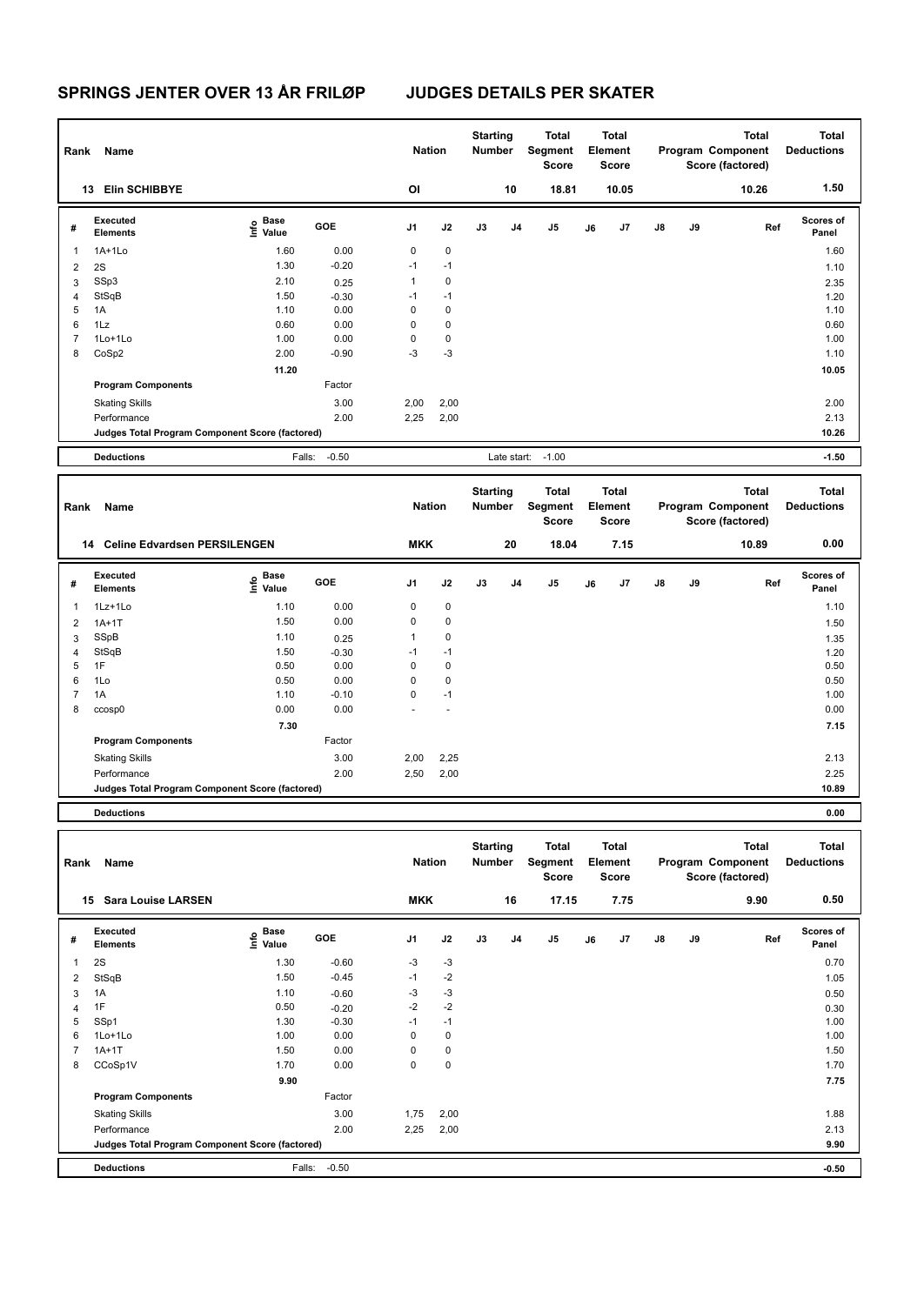# SPRINGS JENTER OVER 13 ÅR FRILØP JUDGES DETAILS PER SKATER

| Rank | Name | Nation | Starting Number | Total Segment Score | Total Element Score | Total Program Component Score (factored) | Total Deductions |
|---|---|---|---|---|---|---|---|
| 13 | Elin SCHIBBYE | OI | 10 | 18.81 | 10.05 | 10.26 | 1.50 |

| # | Executed Elements | Info | Base Value | GOE | J1 | J2 | J3 | J4 | J5 | J6 | J7 | J8 | J9 | Ref | Scores of Panel |
|---|---|---|---|---|---|---|---|---|---|---|---|---|---|---|---|
| 1 | 1A+1Lo | | 1.60 | 0.00 | 0 | 0 | | | | | | | | | 1.60 |
| 2 | 2S | | 1.30 | -0.20 | -1 | -1 | | | | | | | | | 1.10 |
| 3 | SSp3 | | 2.10 | 0.25 | 1 | 0 | | | | | | | | | 2.35 |
| 4 | StSqB | | 1.50 | -0.30 | -1 | -1 | | | | | | | | | 1.20 |
| 5 | 1A | | 1.10 | 0.00 | 0 | 0 | | | | | | | | | 1.10 |
| 6 | 1Lz | | 0.60 | 0.00 | 0 | 0 | | | | | | | | | 0.60 |
| 7 | 1Lo+1Lo | | 1.00 | 0.00 | 0 | 0 | | | | | | | | | 1.00 |
| 8 | CoSp2 | | 2.00 | -0.90 | -3 | -3 | | | | | | | | | 1.10 |
| | | | 11.20 | | | | | | | | | | | | 10.05 |
| | Program Components | | | Factor | | | | | | | | | | | |
| | Skating Skills | | | 3.00 | 2,00 | 2,00 | | | | | | | | | 2.00 |
| | Performance | | | 2.00 | 2,25 | 2,00 | | | | | | | | | 2.13 |
| | Judges Total Program Component Score (factored) | | | | | | | | | | | | | | 10.26 |
| | Deductions | | Falls: | -0.50 | | | Late start: | | -1.00 | | | | | | -1.50 |

| Rank | Name | Nation | Starting Number | Total Segment Score | Total Element Score | Total Program Component Score (factored) | Total Deductions |
|---|---|---|---|---|---|---|---|
| 14 | Celine Edvardsen PERSILENGEN | MKK | 20 | 18.04 | 7.15 | 10.89 | 0.00 |

| # | Executed Elements | Info | Base Value | GOE | J1 | J2 | J3 | J4 | J5 | J6 | J7 | J8 | J9 | Ref | Scores of Panel |
|---|---|---|---|---|---|---|---|---|---|---|---|---|---|---|---|
| 1 | 1Lz+1Lo | | 1.10 | 0.00 | 0 | 0 | | | | | | | | | 1.10 |
| 2 | 1A+1T | | 1.50 | 0.00 | 0 | 0 | | | | | | | | | 1.50 |
| 3 | SSpB | | 1.10 | 0.25 | 1 | 0 | | | | | | | | | 1.35 |
| 4 | StSqB | | 1.50 | -0.30 | -1 | -1 | | | | | | | | | 1.20 |
| 5 | 1F | | 0.50 | 0.00 | 0 | 0 | | | | | | | | | 0.50 |
| 6 | 1Lo | | 0.50 | 0.00 | 0 | 0 | | | | | | | | | 0.50 |
| 7 | 1A | | 1.10 | -0.10 | 0 | -1 | | | | | | | | | 1.00 |
| 8 | ccosp0 | | 0.00 | 0.00 | - | - | | | | | | | | | 0.00 |
| | | | 7.30 | | | | | | | | | | | | 7.15 |
| | Program Components | | | Factor | | | | | | | | | | | |
| | Skating Skills | | | 3.00 | 2,00 | 2,25 | | | | | | | | | 2.13 |
| | Performance | | | 2.00 | 2,50 | 2,00 | | | | | | | | | 2.25 |
| | Judges Total Program Component Score (factored) | | | | | | | | | | | | | | 10.89 |
| | Deductions | | | | | | | | | | | | | | 0.00 |

| Rank | Name | Nation | Starting Number | Total Segment Score | Total Element Score | Total Program Component Score (factored) | Total Deductions |
|---|---|---|---|---|---|---|---|
| 15 | Sara Louise LARSEN | MKK | 16 | 17.15 | 7.75 | 9.90 | 0.50 |

| # | Executed Elements | Info | Base Value | GOE | J1 | J2 | J3 | J4 | J5 | J6 | J7 | J8 | J9 | Ref | Scores of Panel |
|---|---|---|---|---|---|---|---|---|---|---|---|---|---|---|---|
| 1 | 2S | | 1.30 | -0.60 | -3 | -3 | | | | | | | | | 0.70 |
| 2 | StSqB | | 1.50 | -0.45 | -1 | -2 | | | | | | | | | 1.05 |
| 3 | 1A | | 1.10 | -0.60 | -3 | -3 | | | | | | | | | 0.50 |
| 4 | 1F | | 0.50 | -0.20 | -2 | -2 | | | | | | | | | 0.30 |
| 5 | SSp1 | | 1.30 | -0.30 | -1 | -1 | | | | | | | | | 1.00 |
| 6 | 1Lo+1Lo | | 1.00 | 0.00 | 0 | 0 | | | | | | | | | 1.00 |
| 7 | 1A+1T | | 1.50 | 0.00 | 0 | 0 | | | | | | | | | 1.50 |
| 8 | CCoSp1V | | 1.70 | 0.00 | 0 | 0 | | | | | | | | | 1.70 |
| | | | 9.90 | | | | | | | | | | | | 7.75 |
| | Program Components | | | Factor | | | | | | | | | | | |
| | Skating Skills | | | 3.00 | 1,75 | 2,00 | | | | | | | | | 1.88 |
| | Performance | | | 2.00 | 2,25 | 2,00 | | | | | | | | | 2.13 |
| | Judges Total Program Component Score (factored) | | | | | | | | | | | | | | 9.90 |
| | Deductions | | Falls: | -0.50 | | | | | | | | | | | -0.50 |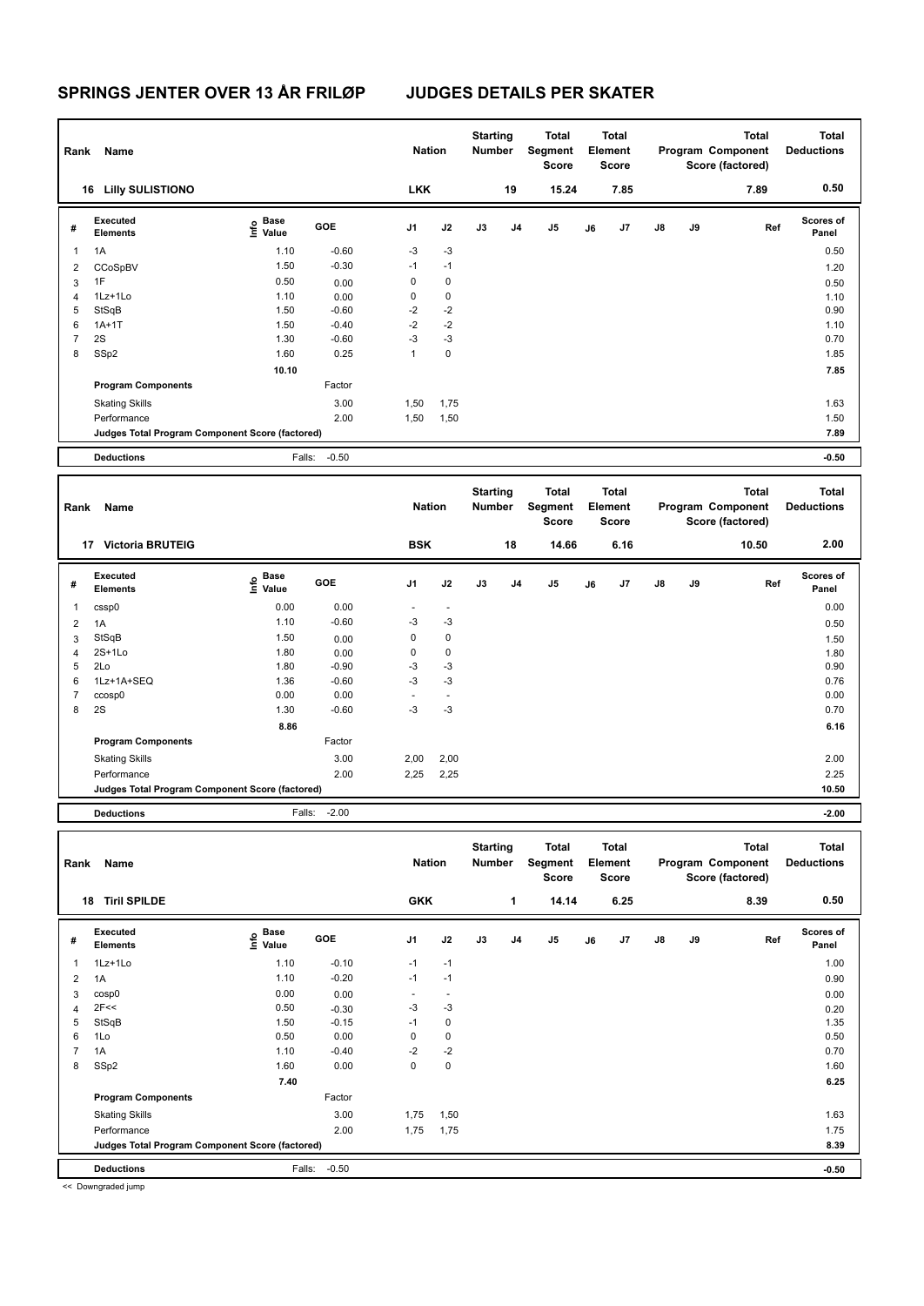# SPRINGS JENTER OVER 13 ÅR FRILØP JUDGES DETAILS PER SKATER

| Rank | Name | Nation | Starting Number | Total Segment Score | Total Element Score | Total Program Component Score (factored) | Total Deductions |
|---|---|---|---|---|---|---|---|
| 16 | Lilly SULISTIONO | LKK | 19 | 15.24 | 7.85 | 7.89 | 0.50 |

| # | Executed Elements | Info | Base Value | GOE | J1 | J2 | J3 | J4 | J5 | J6 | J7 | J8 | J9 | Ref | Scores of Panel |
|---|---|---|---|---|---|---|---|---|---|---|---|---|---|---|---|
| 1 | 1A | | 1.10 | -0.60 | -3 | -3 | | | | | | | | | 0.50 |
| 2 | CCoSpBV | | 1.50 | -0.30 | -1 | -1 | | | | | | | | | 1.20 |
| 3 | 1F | | 0.50 | 0.00 | 0 | 0 | | | | | | | | | 0.50 |
| 4 | 1Lz+1Lo | | 1.10 | 0.00 | 0 | 0 | | | | | | | | | 1.10 |
| 5 | StSqB | | 1.50 | -0.60 | -2 | -2 | | | | | | | | | 0.90 |
| 6 | 1A+1T | | 1.50 | -0.40 | -2 | -2 | | | | | | | | | 1.10 |
| 7 | 2S | | 1.30 | -0.60 | -3 | -3 | | | | | | | | | 0.70 |
| 8 | SSp2 | | 1.60 | 0.25 | 1 | 0 | | | | | | | | | 1.85 |
| | | | 10.10 | | | | | | | | | | | | 7.85 |
| | **Program Components** | | | Factor | | | | | | | | | | | |
| | Skating Skills | | | 3.00 | 1,50 | 1,75 | | | | | | | | | 1.63 |
| | Performance | | | 2.00 | 1,50 | 1,50 | | | | | | | | | 1.50 |
| | **Judges Total Program Component Score (factored)** | | | | | | | | | | | | | | 7.89 |
| | **Deductions** | | Falls: | -0.50 | | | | | | | | | | | -0.50 |

| Rank | Name | Nation | Starting Number | Total Segment Score | Total Element Score | Total Program Component Score (factored) | Total Deductions |
|---|---|---|---|---|---|---|---|
| 17 | Victoria BRUTEIG | BSK | 18 | 14.66 | 6.16 | 10.50 | 2.00 |

| # | Executed Elements | Info | Base Value | GOE | J1 | J2 | J3 | J4 | J5 | J6 | J7 | J8 | J9 | Ref | Scores of Panel |
|---|---|---|---|---|---|---|---|---|---|---|---|---|---|---|---|
| 1 | cssp0 | | 0.00 | 0.00 | - | - | | | | | | | | | 0.00 |
| 2 | 1A | | 1.10 | -0.60 | -3 | -3 | | | | | | | | | 0.50 |
| 3 | StSqB | | 1.50 | 0.00 | 0 | 0 | | | | | | | | | 1.50 |
| 4 | 2S+1Lo | | 1.80 | 0.00 | 0 | 0 | | | | | | | | | 1.80 |
| 5 | 2Lo | | 1.80 | -0.90 | -3 | -3 | | | | | | | | | 0.90 |
| 6 | 1Lz+1A+SEQ | | 1.36 | -0.60 | -3 | -3 | | | | | | | | | 0.76 |
| 7 | ccosp0 | | 0.00 | 0.00 | - | - | | | | | | | | | 0.00 |
| 8 | 2S | | 1.30 | -0.60 | -3 | -3 | | | | | | | | | 0.70 |
| | | | 8.86 | | | | | | | | | | | | 6.16 |
| | **Program Components** | | | Factor | | | | | | | | | | | |
| | Skating Skills | | | 3.00 | 2,00 | 2,00 | | | | | | | | | 2.00 |
| | Performance | | | 2.00 | 2,25 | 2,25 | | | | | | | | | 2.25 |
| | **Judges Total Program Component Score (factored)** | | | | | | | | | | | | | | 10.50 |
| | **Deductions** | | Falls: | -2.00 | | | | | | | | | | | -2.00 |

| Rank | Name | Nation | Starting Number | Total Segment Score | Total Element Score | Total Program Component Score (factored) | Total Deductions |
|---|---|---|---|---|---|---|---|
| 18 | Tiril SPILDE | GKK | 1 | 14.14 | 6.25 | 8.39 | 0.50 |

| # | Executed Elements | Info | Base Value | GOE | J1 | J2 | J3 | J4 | J5 | J6 | J7 | J8 | J9 | Ref | Scores of Panel |
|---|---|---|---|---|---|---|---|---|---|---|---|---|---|---|---|
| 1 | 1Lz+1Lo | | 1.10 | -0.10 | -1 | -1 | | | | | | | | | 1.00 |
| 2 | 1A | | 1.10 | -0.20 | -1 | -1 | | | | | | | | | 0.90 |
| 3 | cosp0 | | 0.00 | 0.00 | - | - | | | | | | | | | 0.00 |
| 4 | 2F<< | | 0.50 | -0.30 | -3 | -3 | | | | | | | | | 0.20 |
| 5 | StSqB | | 1.50 | -0.15 | -1 | 0 | | | | | | | | | 1.35 |
| 6 | 1Lo | | 0.50 | 0.00 | 0 | 0 | | | | | | | | | 0.50 |
| 7 | 1A | | 1.10 | -0.40 | -2 | -2 | | | | | | | | | 0.70 |
| 8 | SSp2 | | 1.60 | 0.00 | 0 | 0 | | | | | | | | | 1.60 |
| | | | 7.40 | | | | | | | | | | | | 6.25 |
| | **Program Components** | | | Factor | | | | | | | | | | | |
| | Skating Skills | | | 3.00 | 1,75 | 1,50 | | | | | | | | | 1.63 |
| | Performance | | | 2.00 | 1,75 | 1,75 | | | | | | | | | 1.75 |
| | **Judges Total Program Component Score (factored)** | | | | | | | | | | | | | | 8.39 |
| | **Deductions** | | Falls: | -0.50 | | | | | | | | | | | -0.50 |

<< Downgraded jump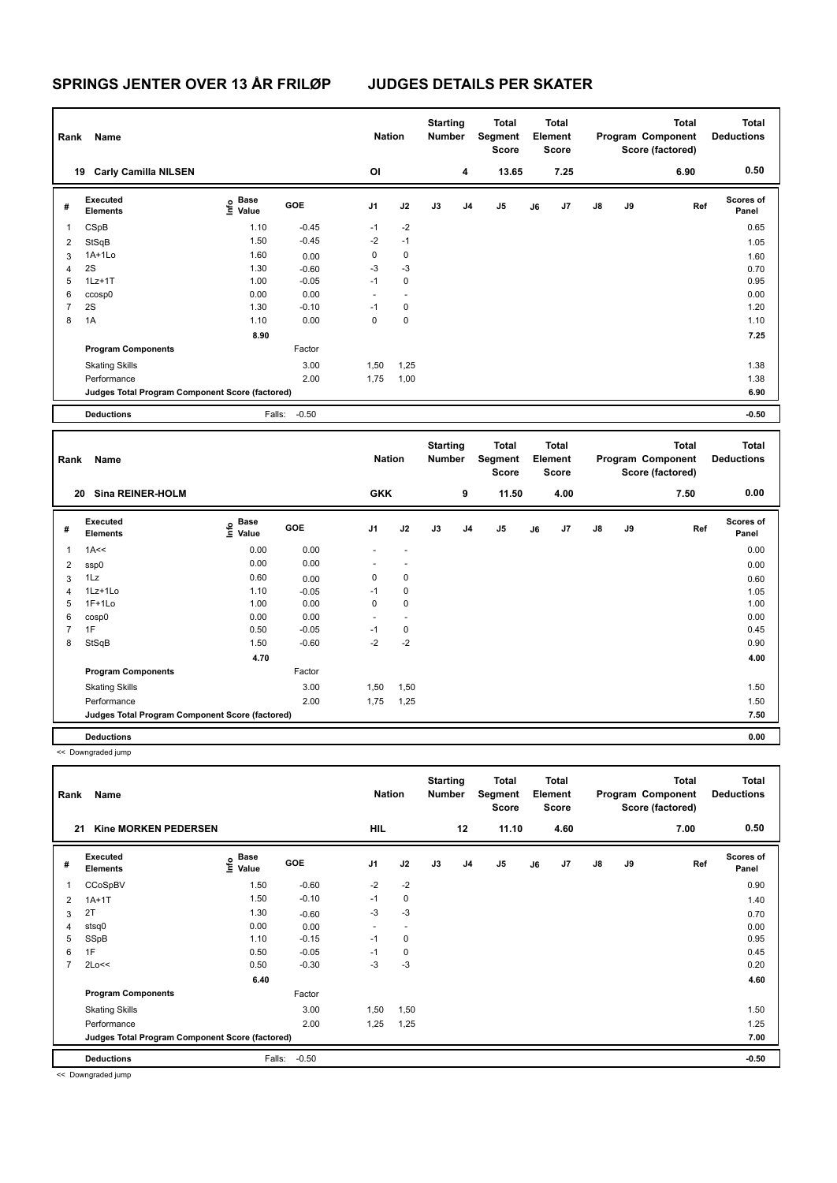# SPRINGS JENTER OVER 13 ÅR FRILØP JUDGES DETAILS PER SKATER

| Rank | Name | Nation | Starting Number | Total Segment Score | Total Element Score | Total Program Component Score (factored) | Total Deductions |
|---|---|---|---|---|---|---|---|
| 19 | Carly Camilla NILSEN | OI | 4 | 13.65 | 7.25 | 6.90 | 0.50 |

| # | Executed Elements | Info | Base Value | GOE | J1 | J2 | J3 | J4 | J5 | J6 | J7 | J8 | J9 | Ref | Scores of Panel |
|---|---|---|---|---|---|---|---|---|---|---|---|---|---|---|---|
| 1 | CSpB | | 1.10 | -0.45 | -1 | -2 | | | | | | | | | 0.65 |
| 2 | StSqB | | 1.50 | -0.45 | -2 | -1 | | | | | | | | | 1.05 |
| 3 | 1A+1Lo | | 1.60 | 0.00 | 0 | 0 | | | | | | | | | 1.60 |
| 4 | 2S | | 1.30 | -0.60 | -3 | -3 | | | | | | | | | 0.70 |
| 5 | 1Lz+1T | | 1.00 | -0.05 | -1 | 0 | | | | | | | | | 0.95 |
| 6 | ccosp0 | | 0.00 | 0.00 | - | - | | | | | | | | | 0.00 |
| 7 | 2S | | 1.30 | -0.10 | -1 | 0 | | | | | | | | | 1.20 |
| 8 | 1A | | 1.10 | 0.00 | 0 | 0 | | | | | | | | | 1.10 |
| | | | 8.90 | | | | | | | | | | | | 7.25 |
| | **Program Components** | | | Factor | | | | | | | | | | | |
| | Skating Skills | | | 3.00 | 1,50 | 1,25 | | | | | | | | | 1.38 |
| | Performance | | | 2.00 | 1,75 | 1,00 | | | | | | | | | 1.38 |
| | **Judges Total Program Component Score (factored)** | | | | | | | | | | | | | | 6.90 |
| | **Deductions** | | Falls: | -0.50 | | | | | | | | | | | -0.50 |

| Rank | Name | Nation | Starting Number | Total Segment Score | Total Element Score | Total Program Component Score (factored) | Total Deductions |
|---|---|---|---|---|---|---|---|
| 20 | Sina REINER-HOLM | GKK | 9 | 11.50 | 4.00 | 7.50 | 0.00 |

| # | Executed Elements | Info | Base Value | GOE | J1 | J2 | J3 | J4 | J5 | J6 | J7 | J8 | J9 | Ref | Scores of Panel |
|---|---|---|---|---|---|---|---|---|---|---|---|---|---|---|---|
| 1 | 1A<< | | 0.00 | 0.00 | - | - | | | | | | | | | 0.00 |
| 2 | ssp0 | | 0.00 | 0.00 | - | - | | | | | | | | | 0.00 |
| 3 | 1Lz | | 0.60 | 0.00 | 0 | 0 | | | | | | | | | 0.60 |
| 4 | 1Lz+1Lo | | 1.10 | -0.05 | -1 | 0 | | | | | | | | | 1.05 |
| 5 | 1F+1Lo | | 1.00 | 0.00 | 0 | 0 | | | | | | | | | 1.00 |
| 6 | cosp0 | | 0.00 | 0.00 | - | - | | | | | | | | | 0.00 |
| 7 | 1F | | 0.50 | -0.05 | -1 | 0 | | | | | | | | | 0.45 |
| 8 | StSqB | | 1.50 | -0.60 | -2 | -2 | | | | | | | | | 0.90 |
| | | | 4.70 | | | | | | | | | | | | 4.00 |
| | **Program Components** | | | Factor | | | | | | | | | | | |
| | Skating Skills | | | 3.00 | 1,50 | 1,50 | | | | | | | | | 1.50 |
| | Performance | | | 2.00 | 1,75 | 1,25 | | | | | | | | | 1.50 |
| | **Judges Total Program Component Score (factored)** | | | | | | | | | | | | | | 7.50 |
| | **Deductions** | | | | | | | | | | | | | | 0.00 |

<< Downgraded jump

| Rank | Name | Nation | Starting Number | Total Segment Score | Total Element Score | Total Program Component Score (factored) | Total Deductions |
|---|---|---|---|---|---|---|---|
| 21 | Kine MORKEN PEDERSEN | HIL | 12 | 11.10 | 4.60 | 7.00 | 0.50 |

| # | Executed Elements | Info | Base Value | GOE | J1 | J2 | J3 | J4 | J5 | J6 | J7 | J8 | J9 | Ref | Scores of Panel |
|---|---|---|---|---|---|---|---|---|---|---|---|---|---|---|---|
| 1 | CCoSpBV | | 1.50 | -0.60 | -2 | -2 | | | | | | | | | 0.90 |
| 2 | 1A+1T | | 1.50 | -0.10 | -1 | 0 | | | | | | | | | 1.40 |
| 3 | 2T | | 1.30 | -0.60 | -3 | -3 | | | | | | | | | 0.70 |
| 4 | stsq0 | | 0.00 | 0.00 | - | - | | | | | | | | | 0.00 |
| 5 | SSpB | | 1.10 | -0.15 | -1 | 0 | | | | | | | | | 0.95 |
| 6 | 1F | | 0.50 | -0.05 | -1 | 0 | | | | | | | | | 0.45 |
| 7 | 2Lo<< | | 0.50 | -0.30 | -3 | -3 | | | | | | | | | 0.20 |
| | | | 6.40 | | | | | | | | | | | | 4.60 |
| | **Program Components** | | | Factor | | | | | | | | | | | |
| | Skating Skills | | | 3.00 | 1,50 | 1,50 | | | | | | | | | 1.50 |
| | Performance | | | 2.00 | 1,25 | 1,25 | | | | | | | | | 1.25 |
| | **Judges Total Program Component Score (factored)** | | | | | | | | | | | | | | 7.00 |
| | **Deductions** | | Falls: | -0.50 | | | | | | | | | | | -0.50 |

<< Downgraded jump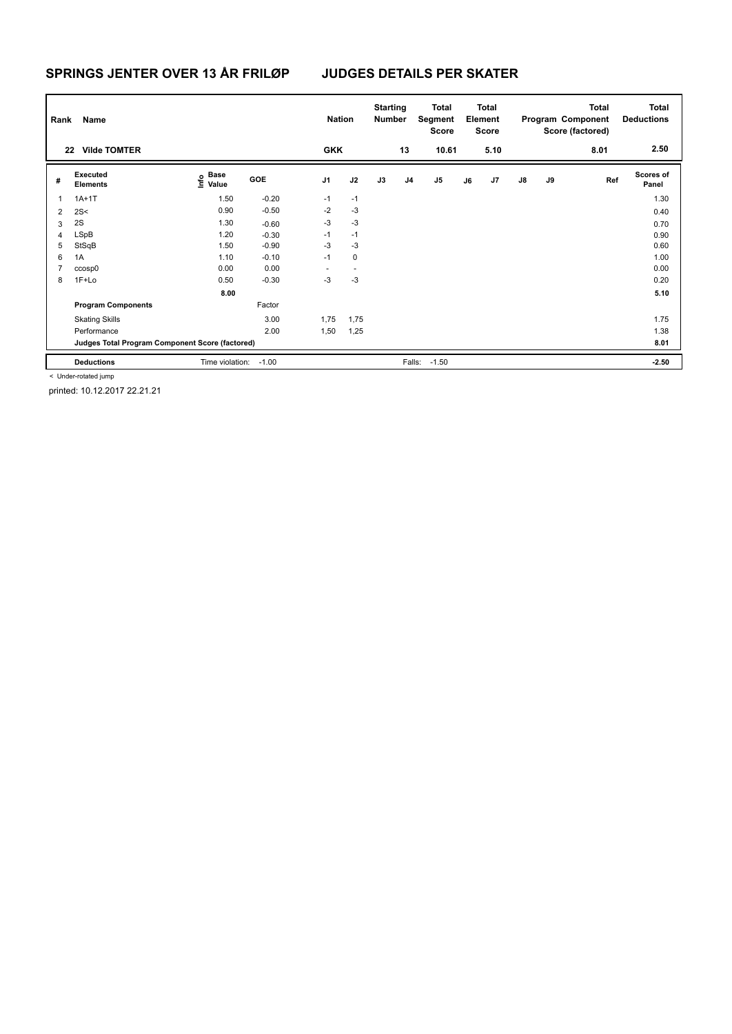# SPRINGS JENTER OVER 13 ÅR FRILØP JUDGES DETAILS PER SKATER

| Rank | Name | Nation | Starting Number | Total Segment Score | Total Element Score | Total Program Component Score (factored) | Total Deductions |
|---|---|---|---|---|---|---|---|
| 22 | Vilde TOMTER | GKK | 13 | 10.61 | 5.10 | 8.01 | 2.50 |

| # | Executed Elements | Info | Base Value | GOE | J1 | J2 | J3 | J4 | J5 | J6 | J7 | J8 | J9 | Ref | Scores of Panel |
|---|---|---|---|---|---|---|---|---|---|---|---|---|---|---|---|
| 1 | 1A+1T | | 1.50 | -0.20 | -1 | -1 | | | | | | | | | 1.30 |
| 2 | 2S< | | 0.90 | -0.50 | -2 | -3 | | | | | | | | | 0.40 |
| 3 | 2S | | 1.30 | -0.60 | -3 | -3 | | | | | | | | | 0.70 |
| 4 | LSpB | | 1.20 | -0.30 | -1 | -1 | | | | | | | | | 0.90 |
| 5 | StSqB | | 1.50 | -0.90 | -3 | -3 | | | | | | | | | 0.60 |
| 6 | 1A | | 1.10 | -0.10 | -1 | 0 | | | | | | | | | 1.00 |
| 7 | ccosp0 | | 0.00 | 0.00 | - | - | | | | | | | | | 0.00 |
| 8 | 1F+Lo | | 0.50 | -0.30 | -3 | -3 | | | | | | | | | 0.20 |
| | | | 8.00 | | | | | | | | | | | | 5.10 |
| | **Program Components** | | | Factor | | | | | | | | | | | |
| | Skating Skills | | | 3.00 | 1,75 | 1,75 | | | | | | | | | 1.75 |
| | Performance | | | 2.00 | 1,50 | 1,25 | | | | | | | | | 1.38 |
| | **Judges Total Program Component Score (factored)** | | | | | | | | | | | | | | 8.01 |
| | **Deductions** | | Time violation: | -1.00 | | | | Falls: | -1.50 | | | | | | -2.50 |

< Under-rotated jump

printed: 10.12.2017 22.21.21